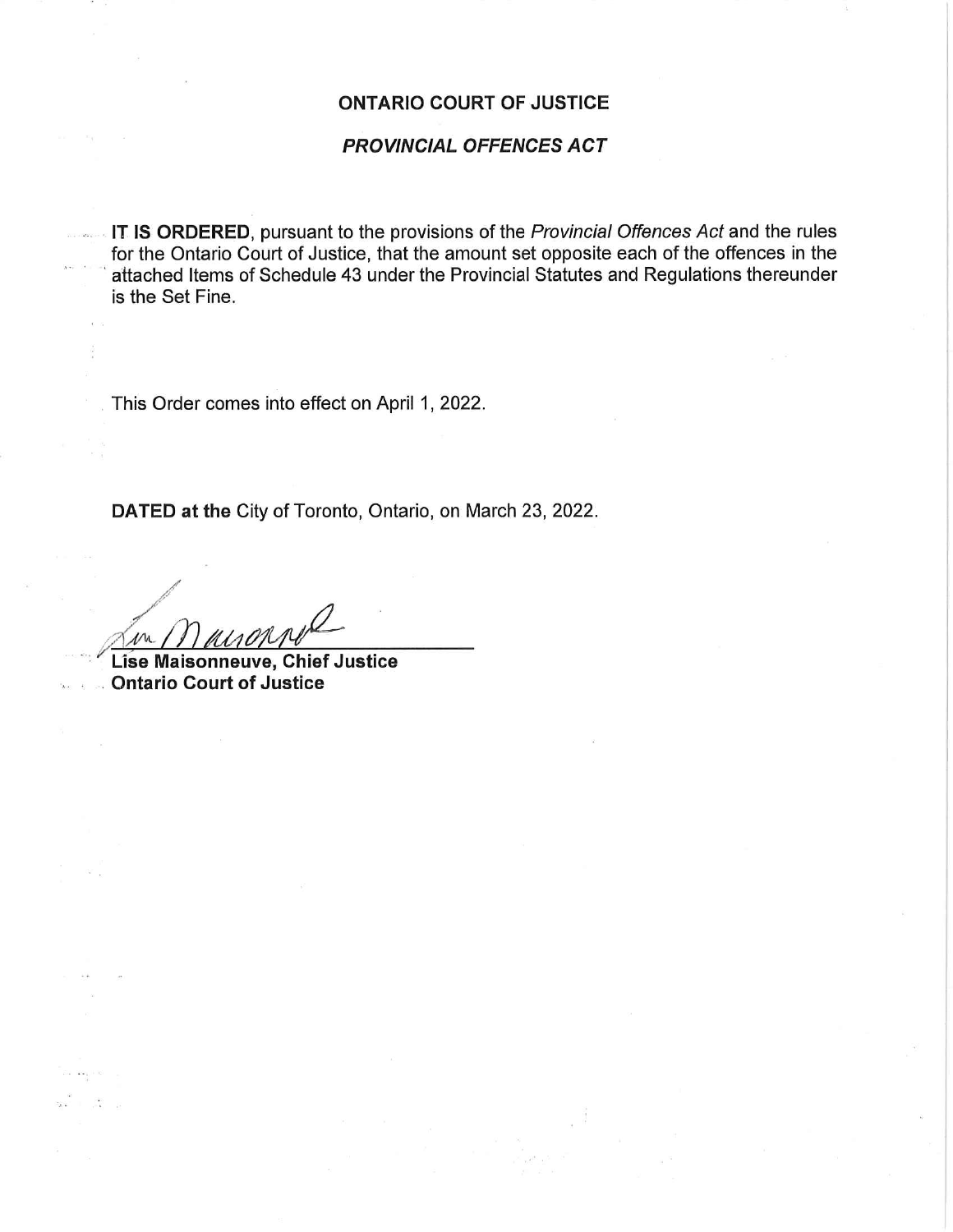**ONTARIO COURT OF JUSTICE**

***PROVINCIAL OFFENCES ACT***

**IT IS ORDERED**, pursuant to the provisions of the *Provincial Offences Act* and the rules for the Ontario Court of Justice, that the amount set opposite each of the offences in the attached Items of Schedule 43 under the Provincial Statutes and Regulations thereunder is the Set Fine.

This Order comes into effect on April 1, 2022.

**DATED at the** City of Toronto, Ontario, on March 23, 2022.

**Lise Maisonneuve, Chief Justice**
**Ontario Court of Justice**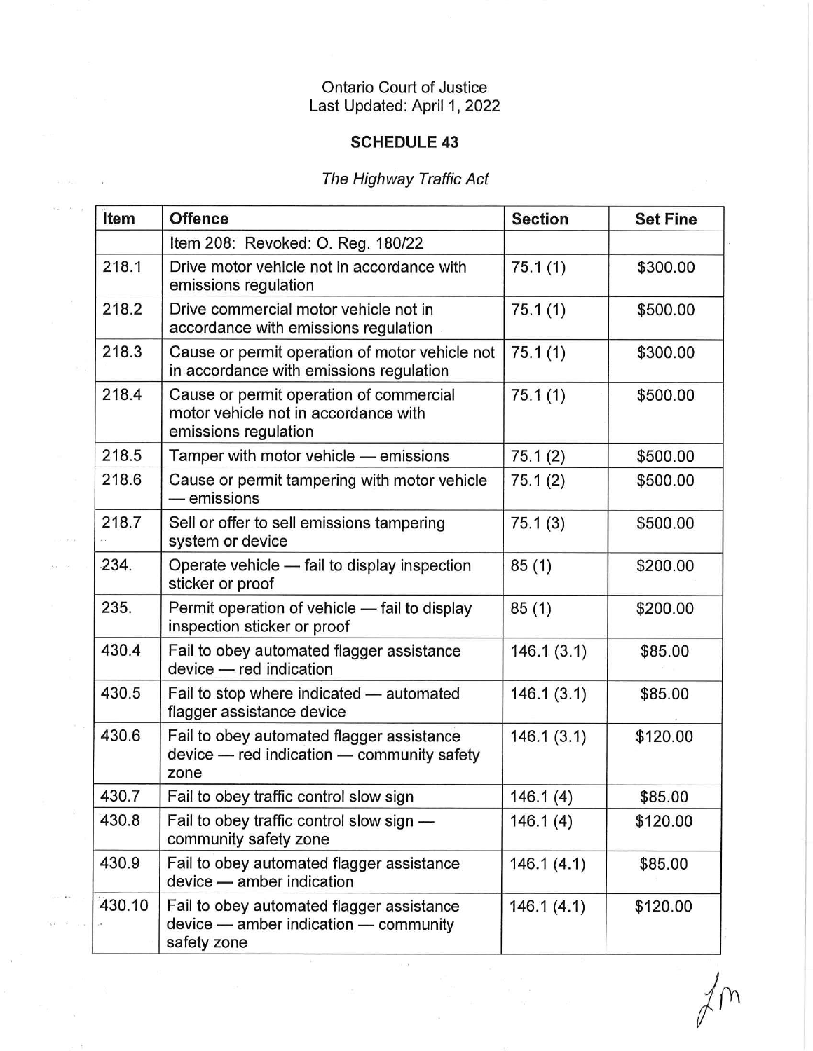Ontario Court of Justice
Last Updated: April 1, 2022

**SCHEDULE 43**

*The Highway Traffic Act*

| Item | Offence | Section | Set Fine |
|---|---|---|---|
| | Item 208: Revoked: O. Reg. 180/22 | | |
| 218.1 | Drive motor vehicle not in accordance with emissions regulation | 75.1 (1) | $300.00 |
| 218.2 | Drive commercial motor vehicle not in accordance with emissions regulation | 75.1 (1) | $500.00 |
| 218.3 | Cause or permit operation of motor vehicle not in accordance with emissions regulation | 75.1 (1) | $300.00 |
| 218.4 | Cause or permit operation of commercial motor vehicle not in accordance with emissions regulation | 75.1 (1) | $500.00 |
| 218.5 | Tamper with motor vehicle — emissions | 75.1 (2) | $500.00 |
| 218.6 | Cause or permit tampering with motor vehicle — emissions | 75.1 (2) | $500.00 |
| 218.7 | Sell or offer to sell emissions tampering system or device | 75.1 (3) | $500.00 |
| 234. | Operate vehicle — fail to display inspection sticker or proof | 85 (1) | $200.00 |
| 235. | Permit operation of vehicle — fail to display inspection sticker or proof | 85 (1) | $200.00 |
| 430.4 | Fail to obey automated flagger assistance device — red indication | 146.1 (3.1) | $85.00 |
| 430.5 | Fail to stop where indicated — automated flagger assistance device | 146.1 (3.1) | $85.00 |
| 430.6 | Fail to obey automated flagger assistance device — red indication — community safety zone | 146.1 (3.1) | $120.00 |
| 430.7 | Fail to obey traffic control slow sign | 146.1 (4) | $85.00 |
| 430.8 | Fail to obey traffic control slow sign — community safety zone | 146.1 (4) | $120.00 |
| 430.9 | Fail to obey automated flagger assistance device — amber indication | 146.1 (4.1) | $85.00 |
| 430.10 | Fail to obey automated flagger assistance device — amber indication — community safety zone | 146.1 (4.1) | $120.00 |

Lm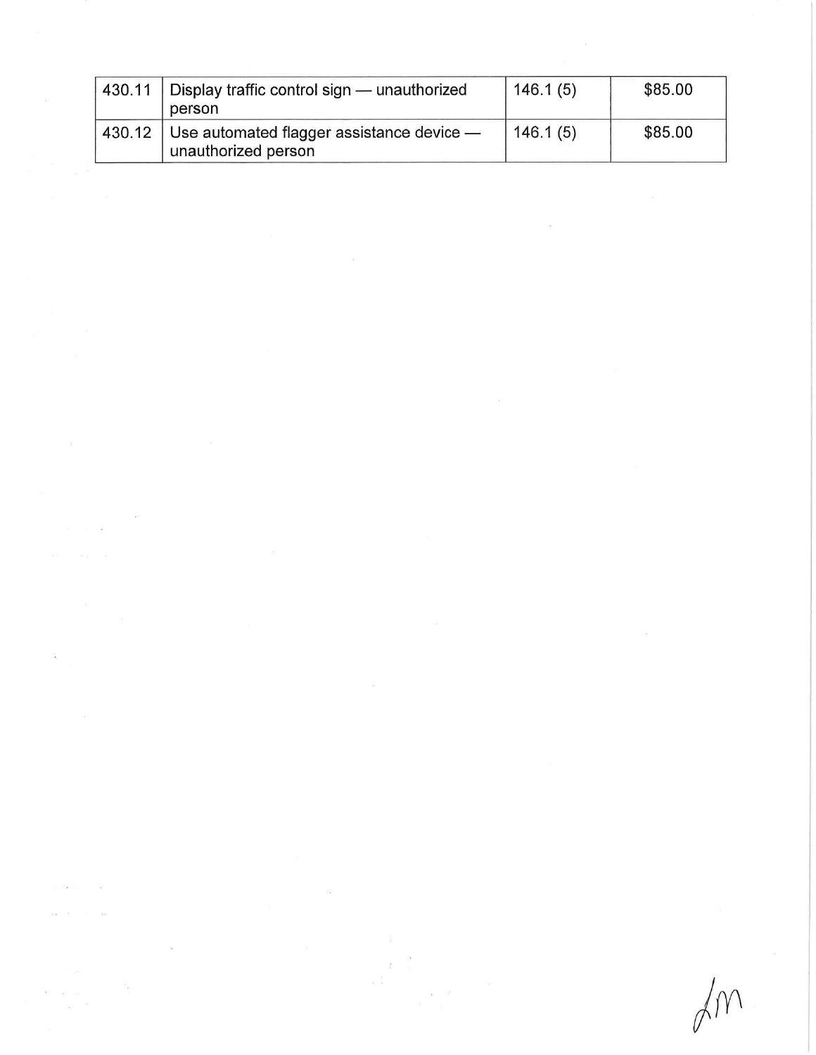| | | | |
|---|---|---|---|
| 430.11 | Display traffic control sign — unauthorized person | 146.1 (5) | $85.00 |
| 430.12 | Use automated flagger assistance device — unauthorized person | 146.1 (5) | $85.00 |